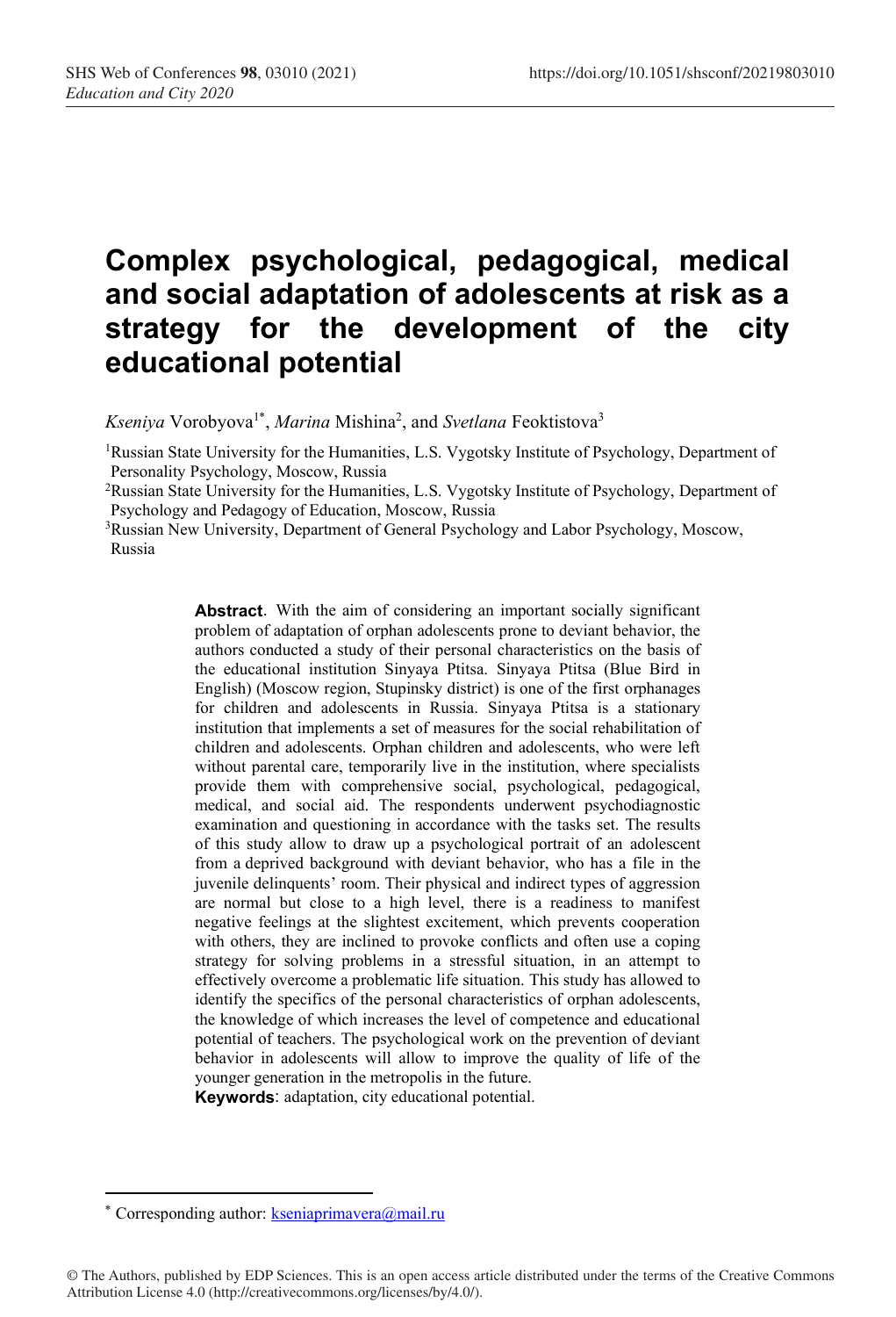# Complex psychological, pedagogical, medical and social adaptation of adolescents at risk as a strategy for the development of the city educational potential

*Kseniya* Vorobyova[1*], *Marina* Mishina[2], and *Svetlana* Feoktistova[3]

[1]Russian State University for the Humanities, L.S. Vygotsky Institute of Psychology, Department of Personality Psychology, Moscow, Russia

[2]Russian State University for the Humanities, L.S. Vygotsky Institute of Psychology, Department of Psychology and Pedagogy of Education, Moscow, Russia

[3]Russian New University, Department of General Psychology and Labor Psychology, Moscow, Russia

**Abstract**. With the aim of considering an important socially significant problem of adaptation of orphan adolescents prone to deviant behavior, the authors conducted a study of their personal characteristics on the basis of the educational institution Sinyaya Ptitsa. Sinyaya Ptitsa (Blue Bird in English) (Moscow region, Stupinsky district) is one of the first orphanages for children and adolescents in Russia. Sinyaya Ptitsa is a stationary institution that implements a set of measures for the social rehabilitation of children and adolescents. Orphan children and adolescents, who were left without parental care, temporarily live in the institution, where specialists provide them with comprehensive social, psychological, pedagogical, medical, and social aid. The respondents underwent psychodiagnostic examination and questioning in accordance with the tasks set. The results of this study allow to draw up a psychological portrait of an adolescent from a deprived background with deviant behavior, who has a file in the juvenile delinquents' room. Their physical and indirect types of aggression are normal but close to a high level, there is a readiness to manifest negative feelings at the slightest excitement, which prevents cooperation with others, they are inclined to provoke conflicts and often use a coping strategy for solving problems in a stressful situation, in an attempt to effectively overcome a problematic life situation. This study has allowed to identify the specifics of the personal characteristics of orphan adolescents, the knowledge of which increases the level of competence and educational potential of teachers. The psychological work on the prevention of deviant behavior in adolescents will allow to improve the quality of life of the younger generation in the metropolis in the future.

**Keywords**: adaptation, city educational potential.

---

* Corresponding author: kseniaprimavera@mail.ru

© The Authors, published by EDP Sciences. This is an open access article distributed under the terms of the Creative Commons Attribution License 4.0 (http://creativecommons.org/licenses/by/4.0/).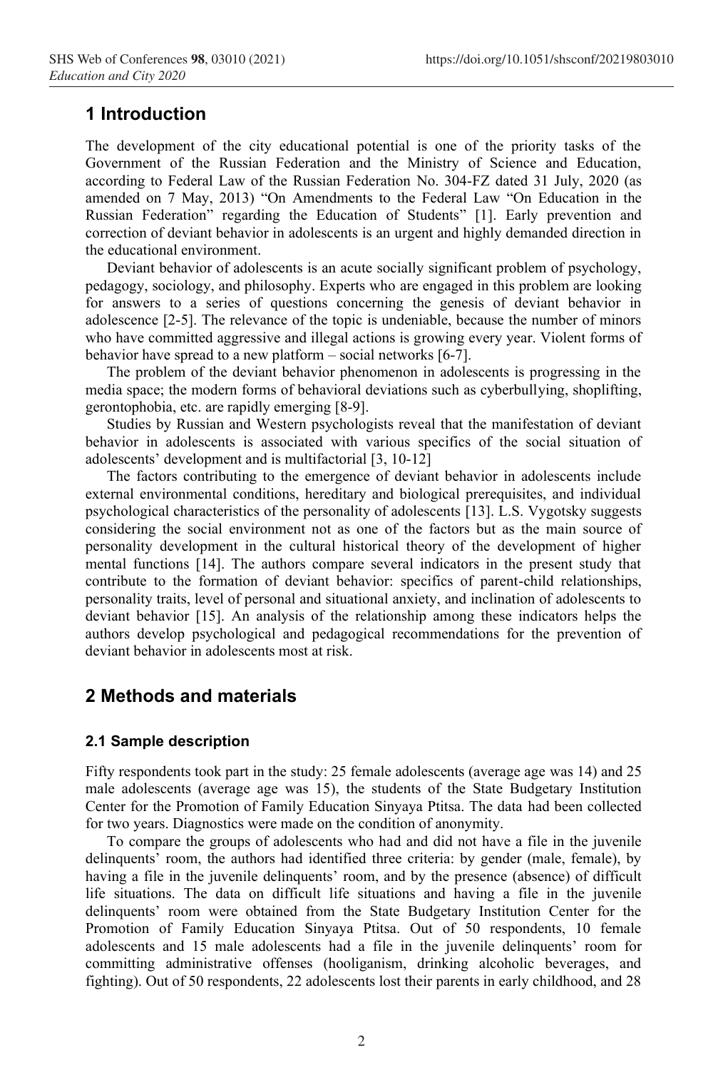# 1 Introduction

The development of the city educational potential is one of the priority tasks of the Government of the Russian Federation and the Ministry of Science and Education, according to Federal Law of the Russian Federation No. 304-FZ dated 31 July, 2020 (as amended on 7 May, 2013) "On Amendments to the Federal Law "On Education in the Russian Federation" regarding the Education of Students" [1]. Early prevention and correction of deviant behavior in adolescents is an urgent and highly demanded direction in the educational environment.

Deviant behavior of adolescents is an acute socially significant problem of psychology, pedagogy, sociology, and philosophy. Experts who are engaged in this problem are looking for answers to a series of questions concerning the genesis of deviant behavior in adolescence [2-5]. The relevance of the topic is undeniable, because the number of minors who have committed aggressive and illegal actions is growing every year. Violent forms of behavior have spread to a new platform – social networks [6-7].

The problem of the deviant behavior phenomenon in adolescents is progressing in the media space; the modern forms of behavioral deviations such as cyberbullying, shoplifting, gerontophobia, etc. are rapidly emerging [8-9].

Studies by Russian and Western psychologists reveal that the manifestation of deviant behavior in adolescents is associated with various specifics of the social situation of adolescents' development and is multifactorial [3, 10-12]

The factors contributing to the emergence of deviant behavior in adolescents include external environmental conditions, hereditary and biological prerequisites, and individual psychological characteristics of the personality of adolescents [13]. L.S. Vygotsky suggests considering the social environment not as one of the factors but as the main source of personality development in the cultural historical theory of the development of higher mental functions [14]. The authors compare several indicators in the present study that contribute to the formation of deviant behavior: specifics of parent-child relationships, personality traits, level of personal and situational anxiety, and inclination of adolescents to deviant behavior [15]. An analysis of the relationship among these indicators helps the authors develop psychological and pedagogical recommendations for the prevention of deviant behavior in adolescents most at risk.

# 2 Methods and materials

## 2.1 Sample description

Fifty respondents took part in the study: 25 female adolescents (average age was 14) and 25 male adolescents (average age was 15), the students of the State Budgetary Institution Center for the Promotion of Family Education Sinyaya Ptitsa. The data had been collected for two years. Diagnostics were made on the condition of anonymity.

To compare the groups of adolescents who had and did not have a file in the juvenile delinquents' room, the authors had identified three criteria: by gender (male, female), by having a file in the juvenile delinquents' room, and by the presence (absence) of difficult life situations. The data on difficult life situations and having a file in the juvenile delinquents' room were obtained from the State Budgetary Institution Center for the Promotion of Family Education Sinyaya Ptitsa. Out of 50 respondents, 10 female adolescents and 15 male adolescents had a file in the juvenile delinquents' room for committing administrative offenses (hooliganism, drinking alcoholic beverages, and fighting). Out of 50 respondents, 22 adolescents lost their parents in early childhood, and 28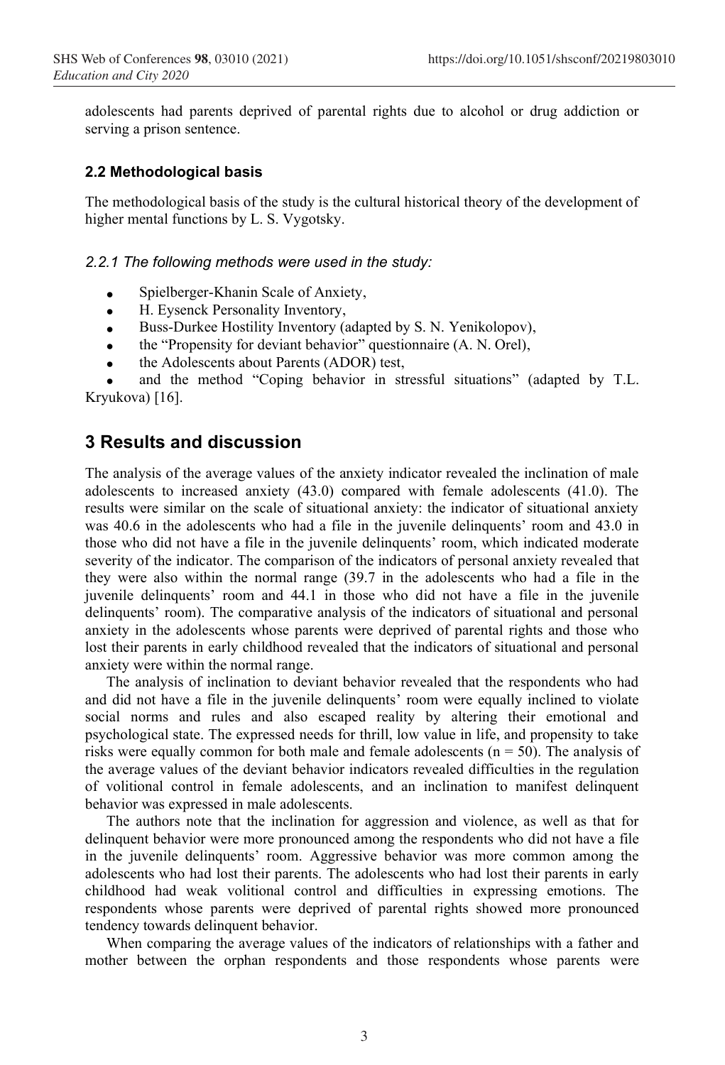adolescents had parents deprived of parental rights due to alcohol or drug addiction or serving a prison sentence.

### 2.2 Methodological basis

The methodological basis of the study is the cultural historical theory of the development of higher mental functions by L. S. Vygotsky.

#### *2.2.1 The following methods were used in the study:*

- Spielberger-Khanin Scale of Anxiety,
- H. Eysenck Personality Inventory,
- Buss-Durkee Hostility Inventory (adapted by S. N. Yenikolopov),
- the "Propensity for deviant behavior" questionnaire (A. N. Orel),
- the Adolescents about Parents (ADOR) test,
- and the method "Coping behavior in stressful situations" (adapted by T.L. Kryukova) [16].

## 3 Results and discussion

The analysis of the average values of the anxiety indicator revealed the inclination of male adolescents to increased anxiety (43.0) compared with female adolescents (41.0). The results were similar on the scale of situational anxiety: the indicator of situational anxiety was 40.6 in the adolescents who had a file in the juvenile delinquents' room and 43.0 in those who did not have a file in the juvenile delinquents' room, which indicated moderate severity of the indicator. The comparison of the indicators of personal anxiety revealed that they were also within the normal range (39.7 in the adolescents who had a file in the juvenile delinquents' room and 44.1 in those who did not have a file in the juvenile delinquents' room). The comparative analysis of the indicators of situational and personal anxiety in the adolescents whose parents were deprived of parental rights and those who lost their parents in early childhood revealed that the indicators of situational and personal anxiety were within the normal range.

The analysis of inclination to deviant behavior revealed that the respondents who had and did not have a file in the juvenile delinquents' room were equally inclined to violate social norms and rules and also escaped reality by altering their emotional and psychological state. The expressed needs for thrill, low value in life, and propensity to take risks were equally common for both male and female adolescents ($n = 50$). The analysis of the average values of the deviant behavior indicators revealed difficulties in the regulation of volitional control in female adolescents, and an inclination to manifest delinquent behavior was expressed in male adolescents.

The authors note that the inclination for aggression and violence, as well as that for delinquent behavior were more pronounced among the respondents who did not have a file in the juvenile delinquents' room. Aggressive behavior was more common among the adolescents who had lost their parents. The adolescents who had lost their parents in early childhood had weak volitional control and difficulties in expressing emotions. The respondents whose parents were deprived of parental rights showed more pronounced tendency towards delinquent behavior.

When comparing the average values of the indicators of relationships with a father and mother between the orphan respondents and those respondents whose parents were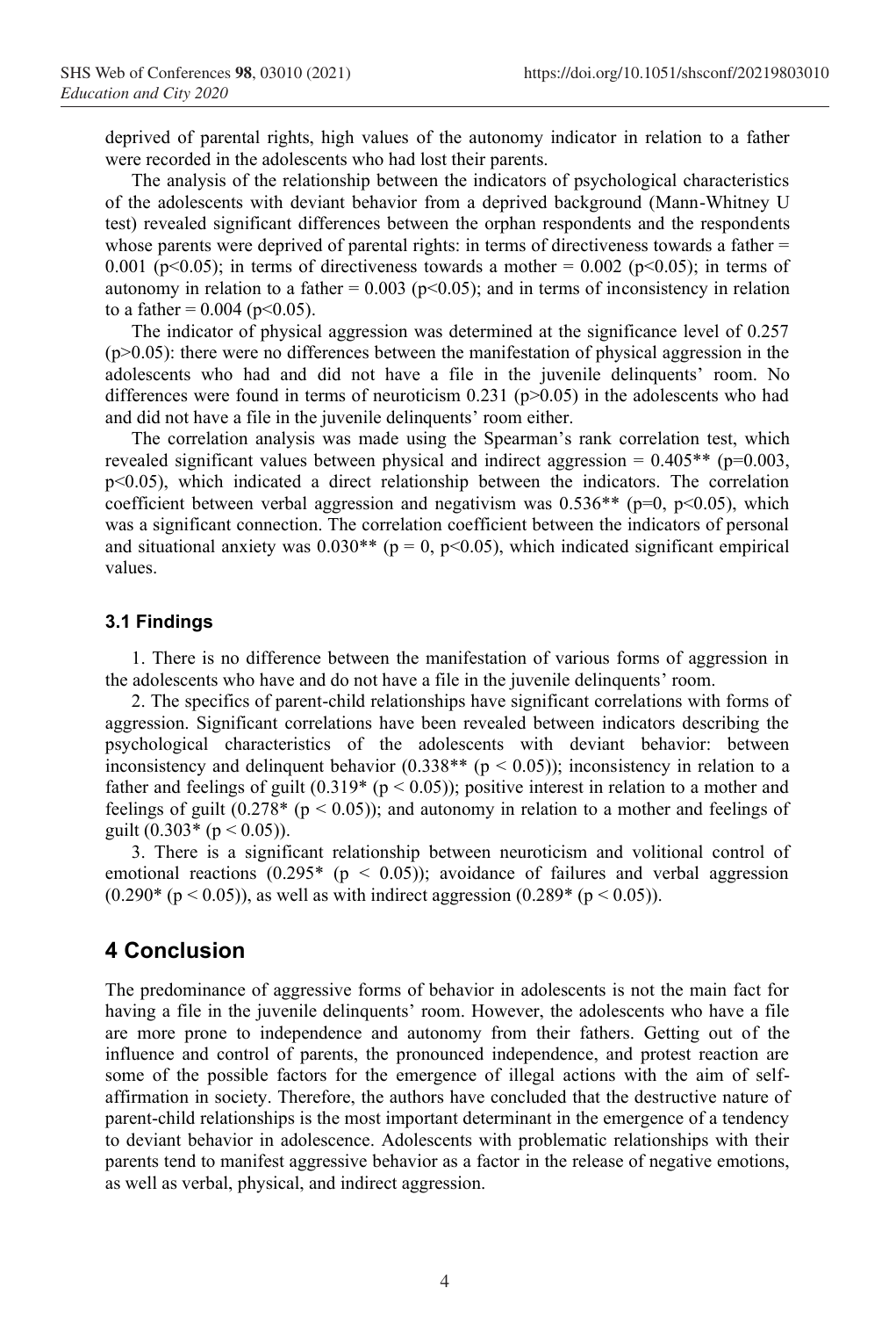deprived of parental rights, high values of the autonomy indicator in relation to a father were recorded in the adolescents who had lost their parents.

The analysis of the relationship between the indicators of psychological characteristics of the adolescents with deviant behavior from a deprived background (Mann-Whitney U test) revealed significant differences between the orphan respondents and the respondents whose parents were deprived of parental rights: in terms of directiveness towards a father = 0.001 ($p<0.05$); in terms of directiveness towards a mother = 0.002 ($p<0.05$); in terms of autonomy in relation to a father = 0.003 ($p<0.05$); and in terms of inconsistency in relation to a father = 0.004 ($p<0.05$).

The indicator of physical aggression was determined at the significance level of 0.257 ($p>0.05$): there were no differences between the manifestation of physical aggression in the adolescents who had and did not have a file in the juvenile delinquents' room. No differences were found in terms of neuroticism 0.231 ($p>0.05$) in the adolescents who had and did not have a file in the juvenile delinquents' room either.

The correlation analysis was made using the Spearman's rank correlation test, which revealed significant values between physical and indirect aggression = 0.405** ($p=0.003$, $p<0.05$), which indicated a direct relationship between the indicators. The correlation coefficient between verbal aggression and negativism was 0.536** ($p=0$, $p<0.05$), which was a significant connection. The correlation coefficient between the indicators of personal and situational anxiety was 0.030** ($p = 0$, $p<0.05$), which indicated significant empirical values.

### 3.1 Findings

1. There is no difference between the manifestation of various forms of aggression in the adolescents who have and do not have a file in the juvenile delinquents' room.

2. The specifics of parent-child relationships have significant correlations with forms of aggression. Significant correlations have been revealed between indicators describing the psychological characteristics of the adolescents with deviant behavior: between inconsistency and delinquent behavior (0.338** ($p < 0.05$)); inconsistency in relation to a father and feelings of guilt (0.319* ($p < 0.05$)); positive interest in relation to a mother and feelings of guilt (0.278* ($p < 0.05$)); and autonomy in relation to a mother and feelings of guilt (0.303* ($p < 0.05$)).

3. There is a significant relationship between neuroticism and volitional control of emotional reactions (0.295* ($p < 0.05$)); avoidance of failures and verbal aggression (0.290* ($p < 0.05$)), as well as with indirect aggression (0.289* ($p < 0.05$)).

## 4 Conclusion

The predominance of aggressive forms of behavior in adolescents is not the main fact for having a file in the juvenile delinquents' room. However, the adolescents who have a file are more prone to independence and autonomy from their fathers. Getting out of the influence and control of parents, the pronounced independence, and protest reaction are some of the possible factors for the emergence of illegal actions with the aim of self-affirmation in society. Therefore, the authors have concluded that the destructive nature of parent-child relationships is the most important determinant in the emergence of a tendency to deviant behavior in adolescence. Adolescents with problematic relationships with their parents tend to manifest aggressive behavior as a factor in the release of negative emotions, as well as verbal, physical, and indirect aggression.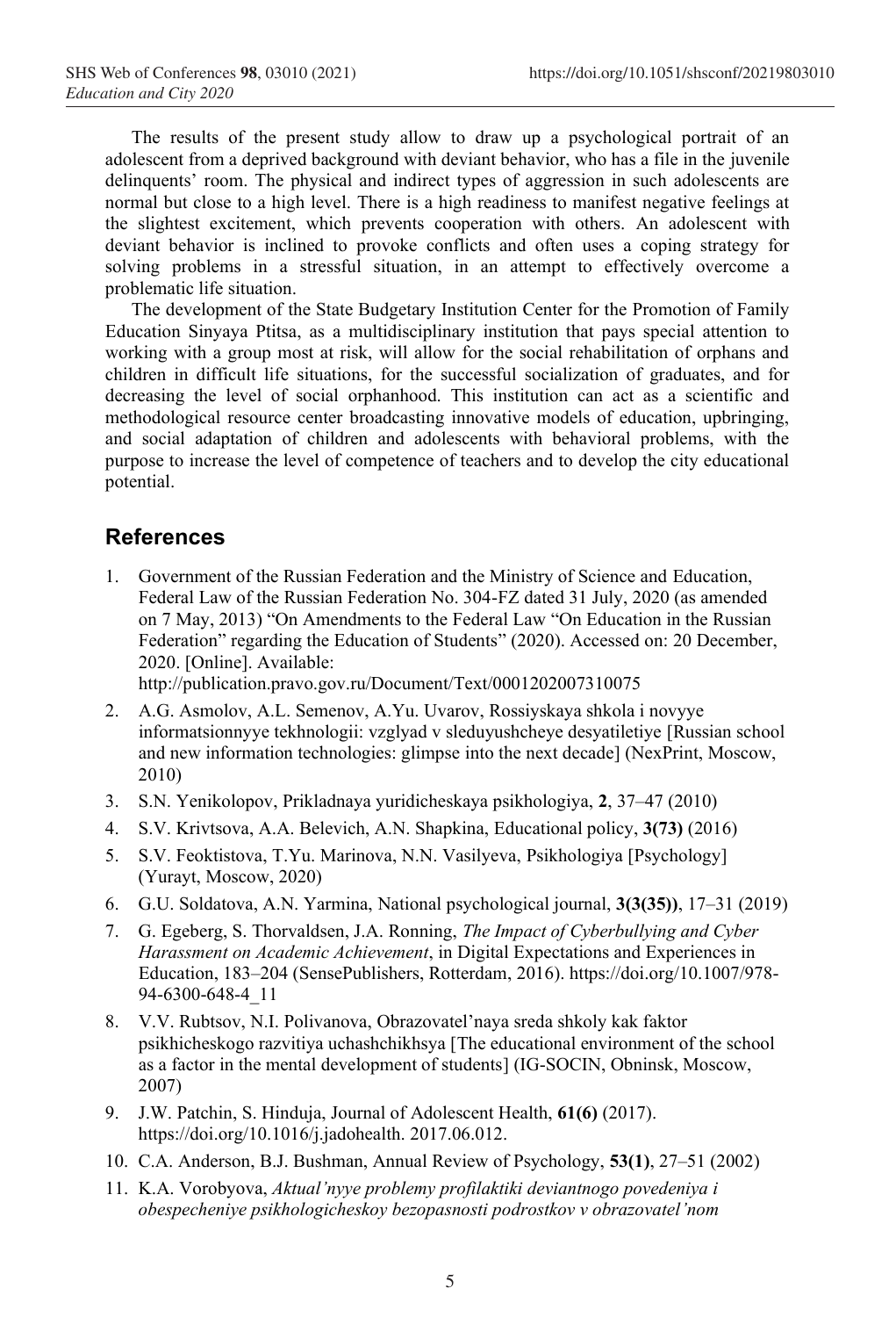The results of the present study allow to draw up a psychological portrait of an adolescent from a deprived background with deviant behavior, who has a file in the juvenile delinquents' room. The physical and indirect types of aggression in such adolescents are normal but close to a high level. There is a high readiness to manifest negative feelings at the slightest excitement, which prevents cooperation with others. An adolescent with deviant behavior is inclined to provoke conflicts and often uses a coping strategy for solving problems in a stressful situation, in an attempt to effectively overcome a problematic life situation.

The development of the State Budgetary Institution Center for the Promotion of Family Education Sinyaya Ptitsa, as a multidisciplinary institution that pays special attention to working with a group most at risk, will allow for the social rehabilitation of orphans and children in difficult life situations, for the successful socialization of graduates, and for decreasing the level of social orphanhood. This institution can act as a scientific and methodological resource center broadcasting innovative models of education, upbringing, and social adaptation of children and adolescents with behavioral problems, with the purpose to increase the level of competence of teachers and to develop the city educational potential.

## References

1. Government of the Russian Federation and the Ministry of Science and Education, Federal Law of the Russian Federation No. 304-FZ dated 31 July, 2020 (as amended on 7 May, 2013) "On Amendments to the Federal Law "On Education in the Russian Federation" regarding the Education of Students" (2020). Accessed on: 20 December, 2020. [Online]. Available: http://publication.pravo.gov.ru/Document/Text/0001202007310075
2. A.G. Asmolov, A.L. Semenov, A.Yu. Uvarov, Rossiyskaya shkola i novyye informatsionnyye tekhnologii: vzglyad v sleduyushcheye desyatiletiye [Russian school and new information technologies: glimpse into the next decade] (NexPrint, Moscow, 2010)
3. S.N. Yenikolopov, Prikladnaya yuridicheskaya psikhologiya, **2**, 37–47 (2010)
4. S.V. Krivtsova, A.A. Belevich, A.N. Shapkina, Educational policy, **3(73)** (2016)
5. S.V. Feoktistova, T.Yu. Marinova, N.N. Vasilyeva, Psikhologiya [Psychology] (Yurayt, Moscow, 2020)
6. G.U. Soldatova, A.N. Yarmina, National psychological journal, **3(3(35))**, 17–31 (2019)
7. G. Egeberg, S. Thorvaldsen, J.A. Ronning, *The Impact of Cyberbullying and Cyber Harassment on Academic Achievement*, in Digital Expectations and Experiences in Education, 183–204 (SensePublishers, Rotterdam, 2016). https://doi.org/10.1007/978-94-6300-648-4_11
8. V.V. Rubtsov, N.I. Polivanova, Obrazovatel'naya sreda shkoly kak faktor psikhicheskogo razvitiya uchashchikhsya [The educational environment of the school as a factor in the mental development of students] (IG-SOCIN, Obninsk, Moscow, 2007)
9. J.W. Patchin, S. Hinduja, Journal of Adolescent Health, **61(6)** (2017). https://doi.org/10.1016/j.jadohealth. 2017.06.012.
10. C.A. Anderson, B.J. Bushman, Annual Review of Psychology, **53(1)**, 27–51 (2002)
11. K.A. Vorobyova, *Aktual'nyye problemy profilaktiki deviantnogo povedeniya i obespecheniye psikhologicheskoy bezopasnosti podrostkov v obrazovatel'nom*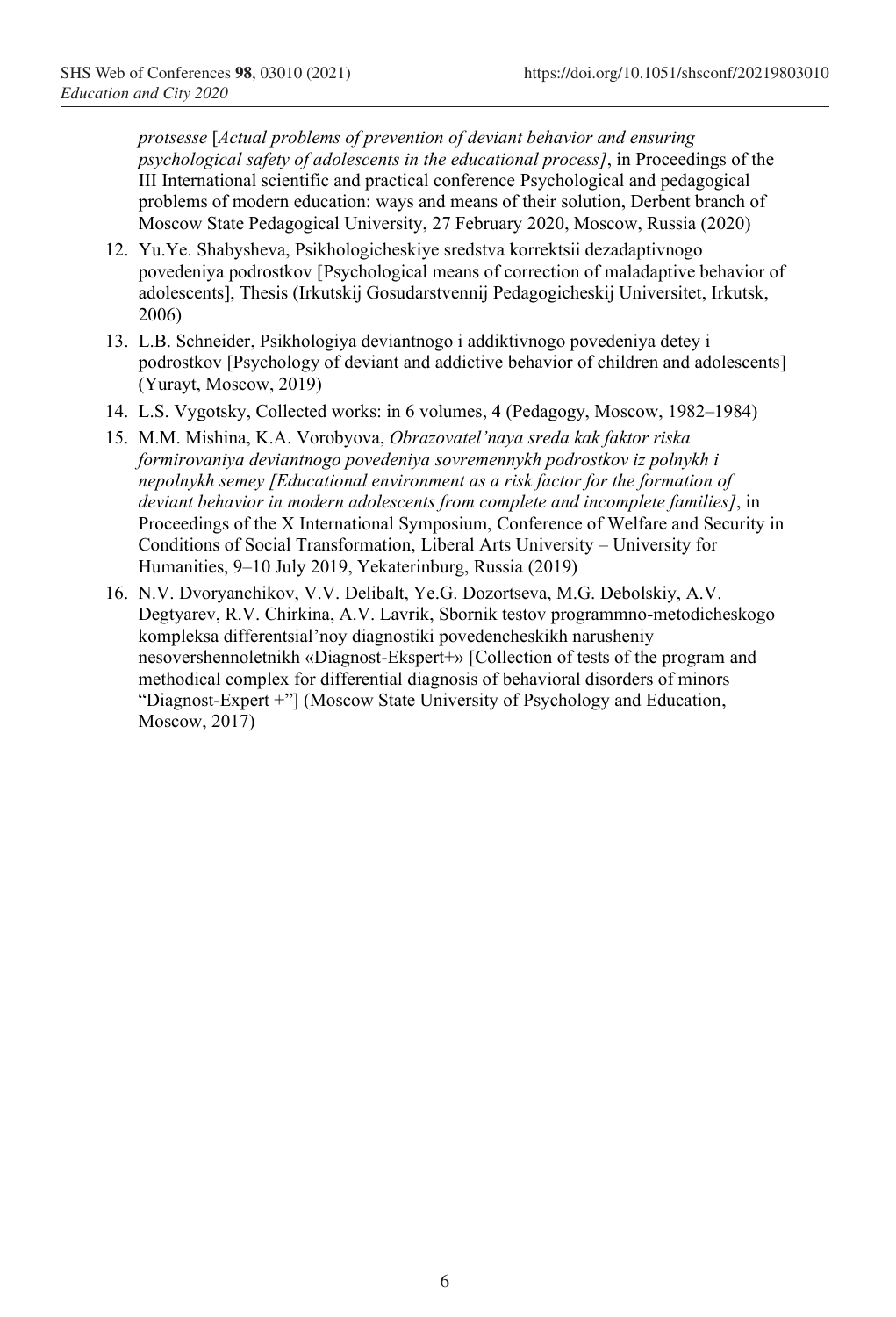*protsesse* [*Actual problems of prevention of deviant behavior and ensuring psychological safety of adolescents in the educational process]*, in Proceedings of the III International scientific and practical conference Psychological and pedagogical problems of modern education: ways and means of their solution, Derbent branch of Moscow State Pedagogical University, 27 February 2020, Moscow, Russia (2020)

12. Yu.Ye. Shabysheva, Psikhologicheskiye sredstva korrektsii dezadaptivnogo povedeniya podrostkov [Psychological means of correction of maladaptive behavior of adolescents], Thesis (Irkutskij Gosudarstvennij Pedagogicheskij Universitet, Irkutsk, 2006)
13. L.B. Schneider, Psikhologiya deviantnogo i addiktivnogo povedeniya detey i podrostkov [Psychology of deviant and addictive behavior of children and adolescents] (Yurayt, Moscow, 2019)
14. L.S. Vygotsky, Collected works: in 6 volumes, **4** (Pedagogy, Moscow, 1982–1984)
15. M.M. Mishina, K.A. Vorobyova, *Obrazovatel'naya sreda kak faktor riska formirovaniya deviantnogo povedeniya sovremennykh podrostkov iz polnykh i nepolnykh semey [Educational environment as a risk factor for the formation of deviant behavior in modern adolescents from complete and incomplete families]*, in Proceedings of the X International Symposium, Conference of Welfare and Security in Conditions of Social Transformation, Liberal Arts University – University for Humanities, 9–10 July 2019, Yekaterinburg, Russia (2019)
16. N.V. Dvoryanchikov, V.V. Delibalt, Ye.G. Dozortseva, M.G. Debolskiy, A.V. Degtyarev, R.V. Chirkina, A.V. Lavrik, Sbornik testov programmno-metodicheskogo kompleksa differentsial'noy diagnostiki povedencheskikh narusheniy nesovershennoletnikh «Diagnost-Ekspert+» [Collection of tests of the program and methodical complex for differential diagnosis of behavioral disorders of minors "Diagnost-Expert +"] (Moscow State University of Psychology and Education, Moscow, 2017)